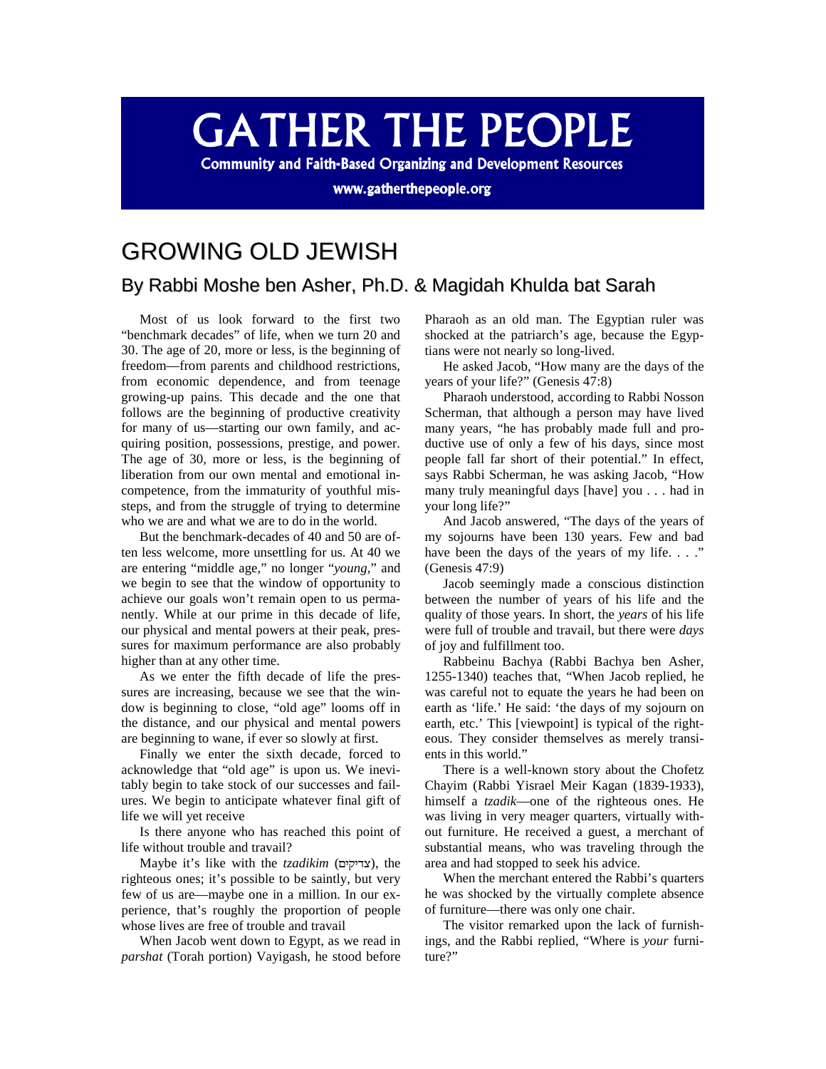# GATHER THE PEOPLE

**Community and Faith-Based Organizing and Development Resources**

**www.gatherthepeople.org**

# GROWING OLD JEWISH

## By Rabbi Moshe ben Asher, Ph.D. & Magidah Khulda bat Sarah

Most of us look forward to the first two "benchmark decades" of life, when we turn 20 and 30. The age of 20, more or less, is the beginning of freedom—from parents and childhood restrictions, from economic dependence, and from teenage growing-up pains. This decade and the one that follows are the beginning of productive creativity for many of us—starting our own family, and acquiring position, possessions, prestige, and power. The age of 30, more or less, is the beginning of liberation from our own mental and emotional incompetence, from the immaturity of youthful missteps, and from the struggle of trying to determine who we are and what we are to do in the world.

But the benchmark-decades of 40 and 50 are often less welcome, more unsettling for us. At 40 we are entering "middle age," no longer "*young*," and we begin to see that the window of opportunity to achieve our goals won't remain open to us permanently. While at our prime in this decade of life, our physical and mental powers at their peak, pressures for maximum performance are also probably higher than at any other time.

As we enter the fifth decade of life the pressures are increasing, because we see that the window is beginning to close, "old age" looms off in the distance, and our physical and mental powers are beginning to wane, if ever so slowly at first.

Finally we enter the sixth decade, forced to acknowledge that "old age" is upon us. We inevitably begin to take stock of our successes and failures. We begin to anticipate whatever final gift of life we will yet receive

Is there anyone who has reached this point of life without trouble and travail?

Maybe it's like with the *tzadikim* (צדיקים), the righteous ones; it's possible to be saintly, but very few of us are—maybe one in a million. In our experience, that's roughly the proportion of people whose lives are free of trouble and travail

When Jacob went down to Egypt, as we read in *parshat* (Torah portion) Vayigash, he stood before Pharaoh as an old man. The Egyptian ruler was shocked at the patriarch's age, because the Egyptians were not nearly so long-lived.

He asked Jacob, "How many are the days of the years of your life?" (Genesis 47:8)

Pharaoh understood, according to Rabbi Nosson Scherman, that although a person may have lived many years, "he has probably made full and productive use of only a few of his days, since most people fall far short of their potential." In effect, says Rabbi Scherman, he was asking Jacob, "How many truly meaningful days [have] you . . . had in your long life?"

And Jacob answered, "The days of the years of my sojourns have been 130 years. Few and bad have been the days of the years of my life. . . ." (Genesis 47:9)

Jacob seemingly made a conscious distinction between the number of years of his life and the quality of those years. In short, the *years* of his life were full of trouble and travail, but there were *days* of joy and fulfillment too.

Rabbeinu Bachya (Rabbi Bachya ben Asher, 1255-1340) teaches that, "When Jacob replied, he was careful not to equate the years he had been on earth as 'life.' He said: 'the days of my sojourn on earth, etc.' This [viewpoint] is typical of the righteous. They consider themselves as merely transients in this world."

There is a well-known story about the Chofetz Chayim (Rabbi Yisrael Meir Kagan (1839-1933), himself a *tzadik*—one of the righteous ones. He was living in very meager quarters, virtually without furniture. He received a guest, a merchant of substantial means, who was traveling through the area and had stopped to seek his advice.

When the merchant entered the Rabbi's quarters he was shocked by the virtually complete absence of furniture—there was only one chair.

The visitor remarked upon the lack of furnishings, and the Rabbi replied, "Where is *your* furniture?"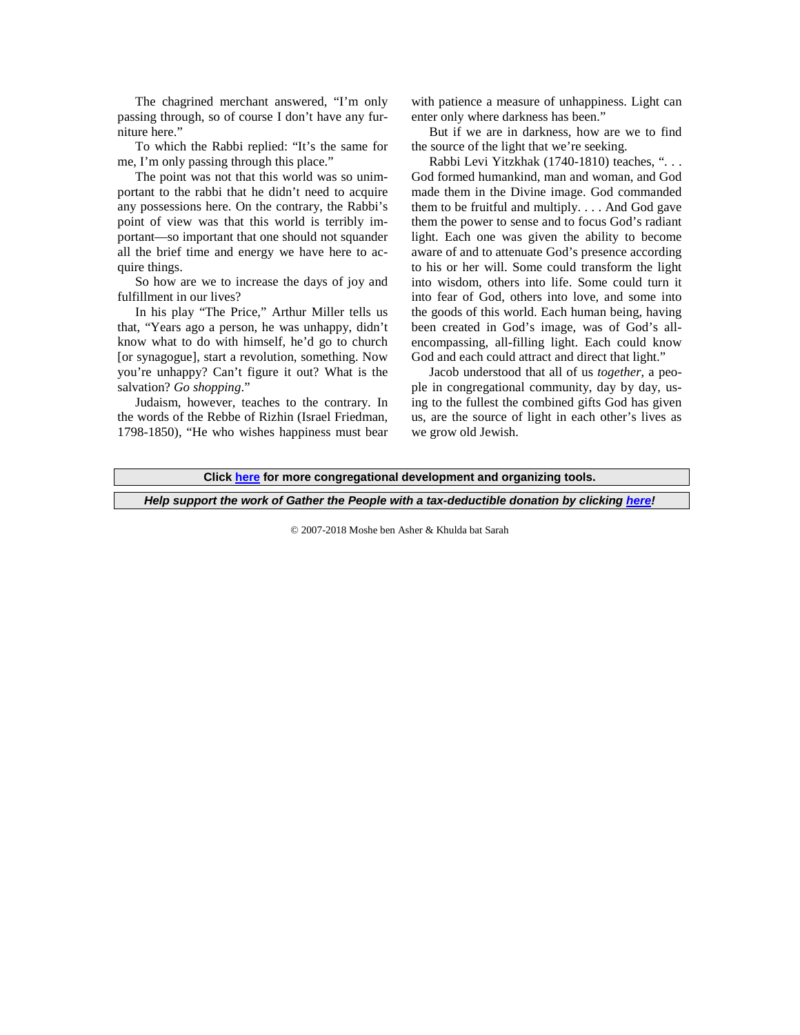The chagrined merchant answered, "I'm only passing through, so of course I don't have any furniture here."

To which the Rabbi replied: "It's the same for me, I'm only passing through this place."

The point was not that this world was so unimportant to the rabbi that he didn't need to acquire any possessions here. On the contrary, the Rabbi's point of view was that this world is terribly important—so important that one should not squander all the brief time and energy we have here to acquire things.

So how are we to increase the days of joy and fulfillment in our lives?

In his play "The Price," Arthur Miller tells us that, "Years ago a person, he was unhappy, didn't know what to do with himself, he'd go to church [or synagogue], start a revolution, something. Now you're unhappy? Can't figure it out? What is the salvation? *Go shopping*."

Judaism, however, teaches to the contrary. In the words of the Rebbe of Rizhin (Israel Friedman, 1798-1850), "He who wishes happiness must bear with patience a measure of unhappiness. Light can enter only where darkness has been."

But if we are in darkness, how are we to find the source of the light that we're seeking.

Rabbi Levi Yitzkhak (1740-1810) teaches, ". . . God formed humankind, man and woman, and God made them in the Divine image. God commanded them to be fruitful and multiply. . . . And God gave them the power to sense and to focus God's radiant light. Each one was given the ability to become aware of and to attenuate God's presence according to his or her will. Some could transform the light into wisdom, others into life. Some could turn it into fear of God, others into love, and some into the goods of this world. Each human being, having been created in God's image, was of God's all-encompassing, all-filling light. Each could know God and each could attract and direct that light."

Jacob understood that all of us *together*, a people in congregational community, day by day, using to the fullest the combined gifts God has given us, are the source of light in each other's lives as we grow old Jewish.

**Click here for more congregational development and organizing tools.**

***Help support the work of Gather the People with a tax-deductible donation by clicking here!***

© 2007-2018 Moshe ben Asher & Khulda bat Sarah